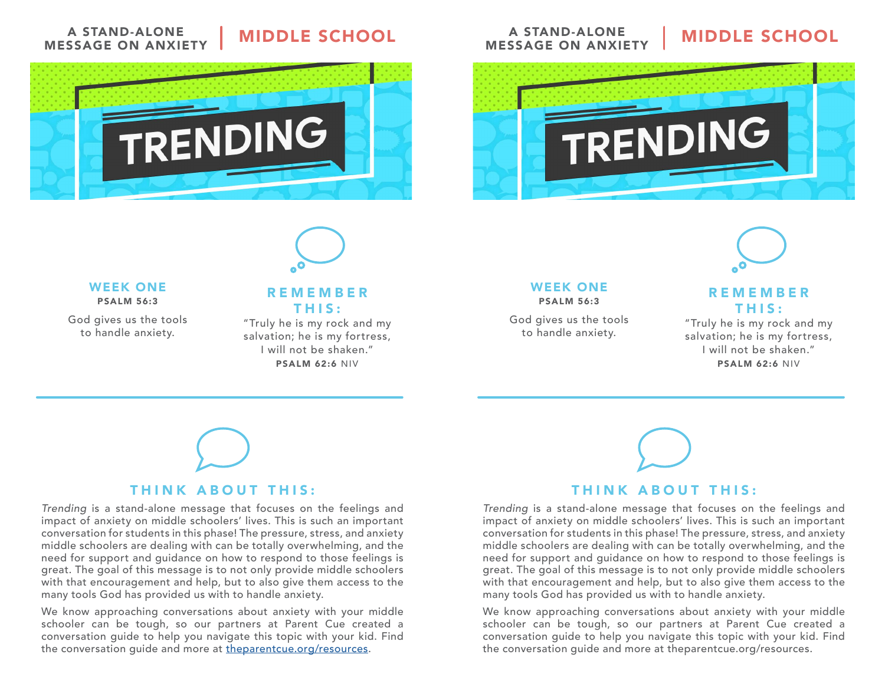A STAND-ALONE MESSAGE ON ANXIETY | MIDDLE SCHOOL

# TRENDING

## WEEK ONE

**PSALM 56:3**

God gives us the tools to handle anxiety.

## REMEMBER THIS:

"Truly he is my rock and my salvation; he is my fortress, I will not be shaken."
**PSALM 62:6** NIV

## THINK ABOUT THIS:

*Trending* is a stand-alone message that focuses on the feelings and impact of anxiety on middle schoolers' lives. This is such an important conversation for students in this phase! The pressure, stress, and anxiety middle schoolers are dealing with can be totally overwhelming, and the need for support and guidance on how to respond to those feelings is great. The goal of this message is to not only provide middle schoolers with that encouragement and help, but to also give them access to the many tools God has provided us with to handle anxiety.

We know approaching conversations about anxiety with your middle schooler can be tough, so our partners at Parent Cue created a conversation guide to help you navigate this topic with your kid. Find the conversation guide and more at theparentcue.org/resources.

---

A STAND-ALONE MESSAGE ON ANXIETY | MIDDLE SCHOOL

# TRENDING

## WEEK ONE

**PSALM 56:3**

God gives us the tools to handle anxiety.

## REMEMBER THIS:

"Truly he is my rock and my salvation; he is my fortress, I will not be shaken."
**PSALM 62:6** NIV

## THINK ABOUT THIS:

*Trending* is a stand-alone message that focuses on the feelings and impact of anxiety on middle schoolers' lives. This is such an important conversation for students in this phase! The pressure, stress, and anxiety middle schoolers are dealing with can be totally overwhelming, and the need for support and guidance on how to respond to those feelings is great. The goal of this message is to not only provide middle schoolers with that encouragement and help, but to also give them access to the many tools God has provided us with to handle anxiety.

We know approaching conversations about anxiety with your middle schooler can be tough, so our partners at Parent Cue created a conversation guide to help you navigate this topic with your kid. Find the conversation guide and more at theparentcue.org/resources.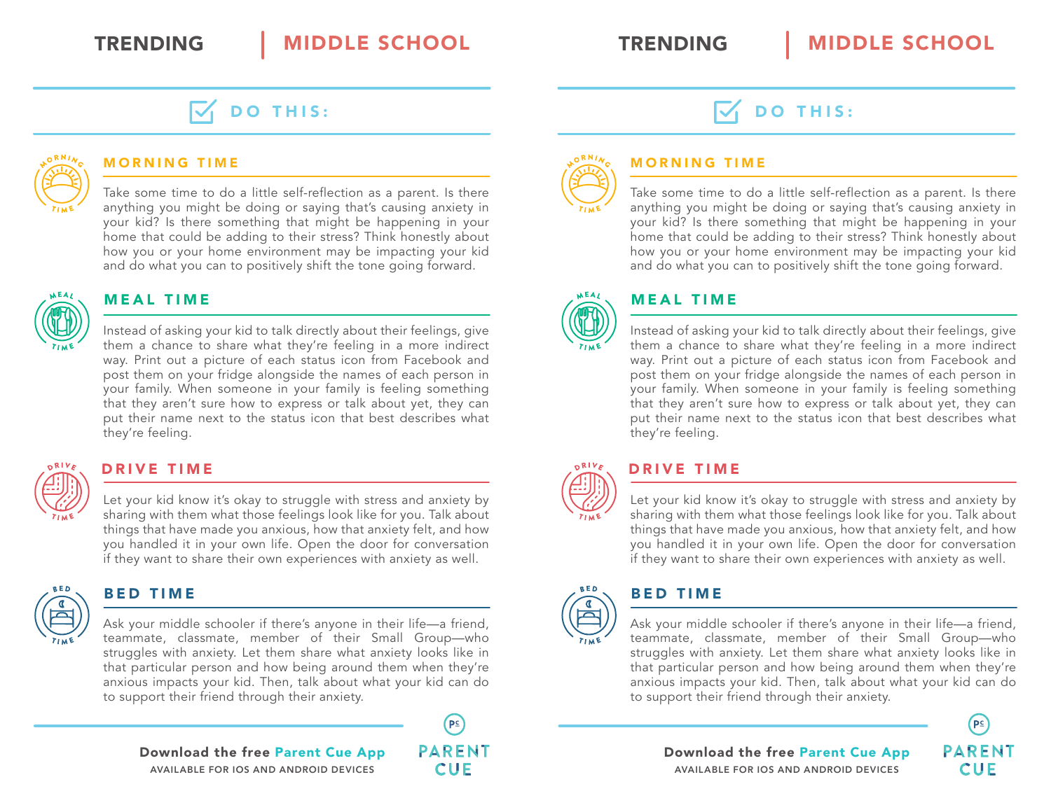TRENDING | MIDDLE SCHOOL

## DO THIS:

### MORNING TIME

Take some time to do a little self-reflection as a parent. Is there anything you might be doing or saying that's causing anxiety in your kid? Is there something that might be happening in your home that could be adding to their stress? Think honestly about how you or your home environment may be impacting your kid and do what you can to positively shift the tone going forward.

### MEAL TIME

Instead of asking your kid to talk directly about their feelings, give them a chance to share what they're feeling in a more indirect way. Print out a picture of each status icon from Facebook and post them on your fridge alongside the names of each person in your family. When someone in your family is feeling something that they aren't sure how to express or talk about yet, they can put their name next to the status icon that best describes what they're feeling.

### DRIVE TIME

Let your kid know it's okay to struggle with stress and anxiety by sharing with them what those feelings look like for you. Talk about things that have made you anxious, how that anxiety felt, and how you handled it in your own life. Open the door for conversation if they want to share their own experiences with anxiety as well.

### BED TIME

Ask your middle schooler if there's anyone in their life—a friend, teammate, classmate, member of their Small Group—who struggles with anxiety. Let them share what anxiety looks like in that particular person and how being around them when they're anxious impacts your kid. Then, talk about what your kid can do to support their friend through their anxiety.

**Download the free Parent Cue App**
AVAILABLE FOR IOS AND ANDROID DEVICES

PARENT CUE

TRENDING | MIDDLE SCHOOL

## DO THIS:

### MORNING TIME

Take some time to do a little self-reflection as a parent. Is there anything you might be doing or saying that's causing anxiety in your kid? Is there something that might be happening in your home that could be adding to their stress? Think honestly about how you or your home environment may be impacting your kid and do what you can to positively shift the tone going forward.

### MEAL TIME

Instead of asking your kid to talk directly about their feelings, give them a chance to share what they're feeling in a more indirect way. Print out a picture of each status icon from Facebook and post them on your fridge alongside the names of each person in your family. When someone in your family is feeling something that they aren't sure how to express or talk about yet, they can put their name next to the status icon that best describes what they're feeling.

### DRIVE TIME

Let your kid know it's okay to struggle with stress and anxiety by sharing with them what those feelings look like for you. Talk about things that have made you anxious, how that anxiety felt, and how you handled it in your own life. Open the door for conversation if they want to share their own experiences with anxiety as well.

### BED TIME

Ask your middle schooler if there's anyone in their life—a friend, teammate, classmate, member of their Small Group—who struggles with anxiety. Let them share what anxiety looks like in that particular person and how being around them when they're anxious impacts your kid. Then, talk about what your kid can do to support their friend through their anxiety.

**Download the free Parent Cue App**
AVAILABLE FOR IOS AND ANDROID DEVICES

PARENT CUE